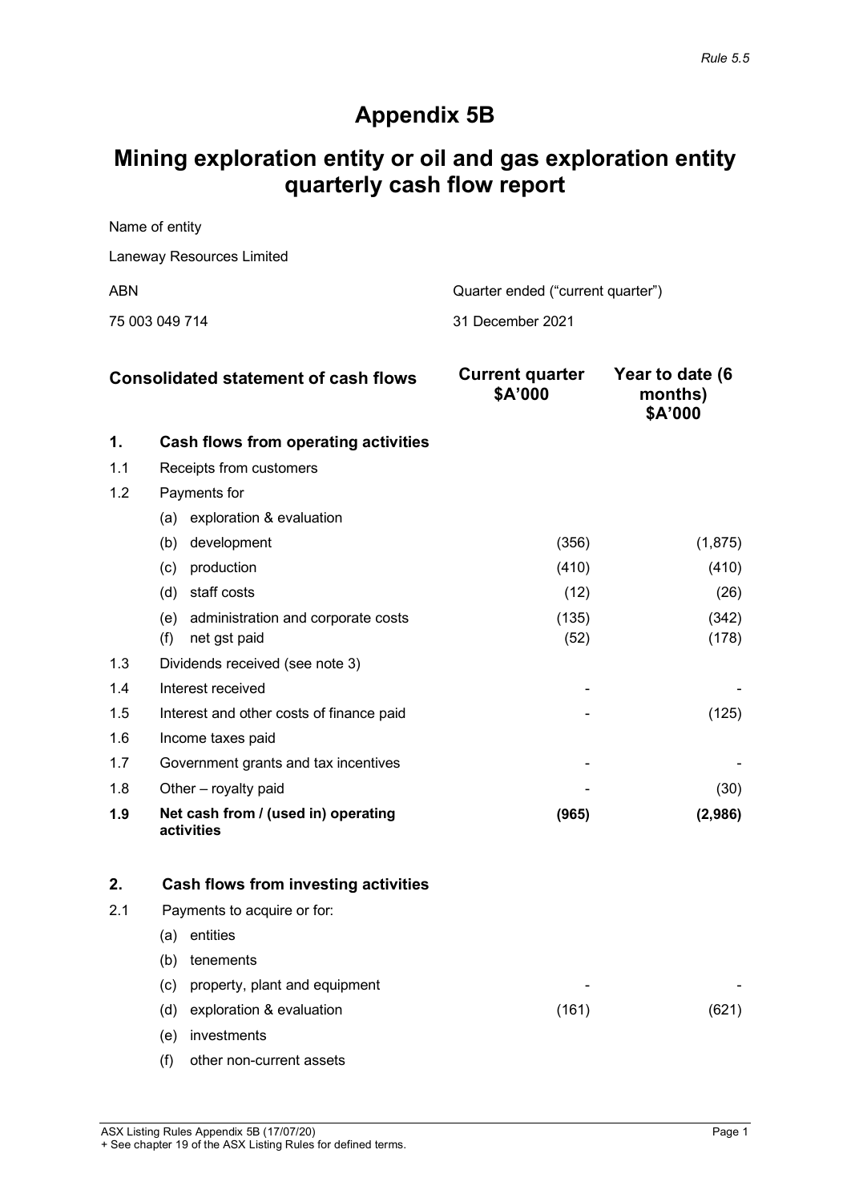*Rule 5.5*

# Appendix 5B

# Mining exploration entity or oil and gas exploration entity quarterly cash flow report

Name of entity

Laneway Resources Limited

| ABN | Quarter ended ("current quarter") |
|---|---|
| 75 003 049 714 | 31 December 2021 |

| | Consolidated statement of cash flows | Current quarter $A'000 | Year to date (6 months) $A'000 |
|---|---|---|---|
| **1.** | **Cash flows from operating activities** | | |
| 1.1 | Receipts from customers | | |
| 1.2 | Payments for | | |
| | (a) exploration & evaluation | | |
| | (b) development | (356) | (1,875) |
| | (c) production | (410) | (410) |
| | (d) staff costs | (12) | (26) |
| | (e) administration and corporate costs | (135) | (342) |
| | (f) net gst paid | (52) | (178) |
| 1.3 | Dividends received (see note 3) | | |
| 1.4 | Interest received | - | - |
| 1.5 | Interest and other costs of finance paid | - | (125) |
| 1.6 | Income taxes paid | | |
| 1.7 | Government grants and tax incentives | - | - |
| 1.8 | Other – royalty paid | - | (30) |
| **1.9** | **Net cash from / (used in) operating activities** | **(965)** | **(2,986)** |
| | | | |
| **2.** | **Cash flows from investing activities** | | |
| 2.1 | Payments to acquire or for: | | |
| | (a) entities | | |
| | (b) tenements | | |
| | (c) property, plant and equipment | - | - |
| | (d) exploration & evaluation | (161) | (621) |
| | (e) investments | | |
| | (f) other non-current assets | | |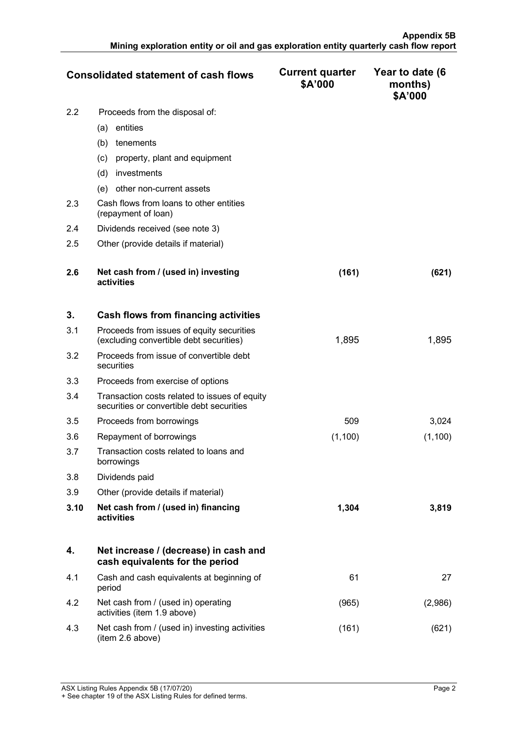| Consolidated statement of cash flows | | Current quarter \$A'000 | Year to date (6 months) \$A'000 |
|---|---|---|---|
| 2.2 | Proceeds from the disposal of: | | |
| | (a) entities | | |
| | (b) tenements | | |
| | (c) property, plant and equipment | | |
| | (d) investments | | |
| | (e) other non-current assets | | |
| 2.3 | Cash flows from loans to other entities (repayment of loan) | | |
| 2.4 | Dividends received (see note 3) | | |
| 2.5 | Other (provide details if material) | | |
| **2.6** | **Net cash from / (used in) investing activities** | **(161)** | **(621)** |
| **3.** | **Cash flows from financing activities** | | |
| 3.1 | Proceeds from issues of equity securities (excluding convertible debt securities) | 1,895 | 1,895 |
| 3.2 | Proceeds from issue of convertible debt securities | | |
| 3.3 | Proceeds from exercise of options | | |
| 3.4 | Transaction costs related to issues of equity securities or convertible debt securities | | |
| 3.5 | Proceeds from borrowings | 509 | 3,024 |
| 3.6 | Repayment of borrowings | (1,100) | (1,100) |
| 3.7 | Transaction costs related to loans and borrowings | | |
| 3.8 | Dividends paid | | |
| 3.9 | Other (provide details if material) | | |
| **3.10** | **Net cash from / (used in) financing activities** | **1,304** | **3,819** |
| **4.** | **Net increase / (decrease) in cash and cash equivalents for the period** | | |
| 4.1 | Cash and cash equivalents at beginning of period | 61 | 27 |
| 4.2 | Net cash from / (used in) operating activities (item 1.9 above) | (965) | (2,986) |
| 4.3 | Net cash from / (used in) investing activities (item 2.6 above) | (161) | (621) |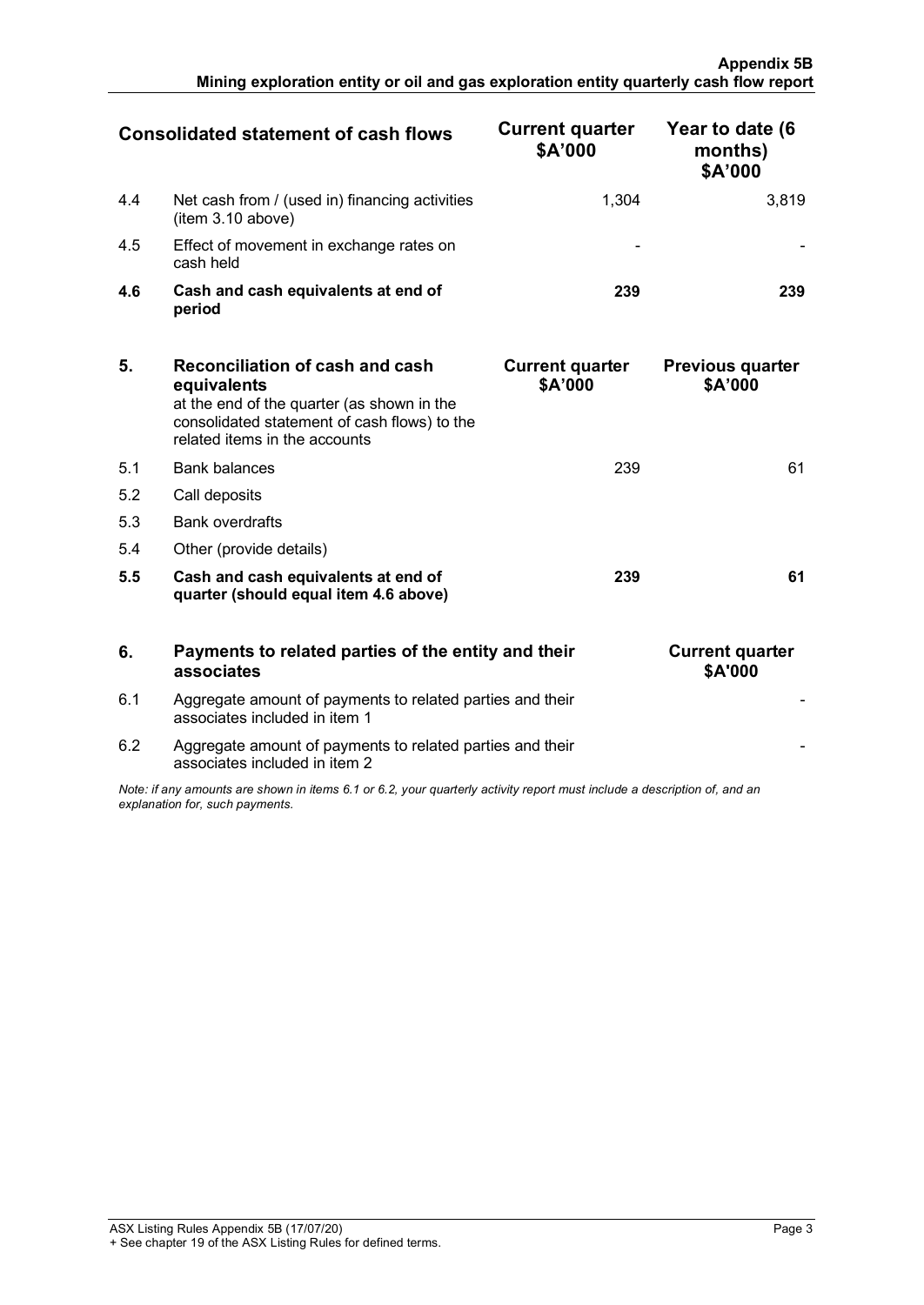| | Consolidated statement of cash flows | Current quarter \$A'000 | Year to date (6 months) \$A'000 |
|---|---|---|---|
| 4.4 | Net cash from / (used in) financing activities (item 3.10 above) | 1,304 | 3,819 |
| 4.5 | Effect of movement in exchange rates on cash held | - | - |
| **4.6** | **Cash and cash equivalents at end of period** | **239** | **239** |

| 5. | **Reconciliation of cash and cash equivalents** at the end of the quarter (as shown in the consolidated statement of cash flows) to the related items in the accounts | Current quarter \$A'000 | Previous quarter \$A'000 |
|---|---|---|---|
| 5.1 | Bank balances | 239 | 61 |
| 5.2 | Call deposits | | |
| 5.3 | Bank overdrafts | | |
| 5.4 | Other (provide details) | | |
| **5.5** | **Cash and cash equivalents at end of quarter (should equal item 4.6 above)** | **239** | **61** |

| 6. | **Payments to related parties of the entity and their associates** | Current quarter \$A'000 |
|---|---|---|
| 6.1 | Aggregate amount of payments to related parties and their associates included in item 1 | - |
| 6.2 | Aggregate amount of payments to related parties and their associates included in item 2 | - |

*Note: if any amounts are shown in items 6.1 or 6.2, your quarterly activity report must include a description of, and an explanation for, such payments.*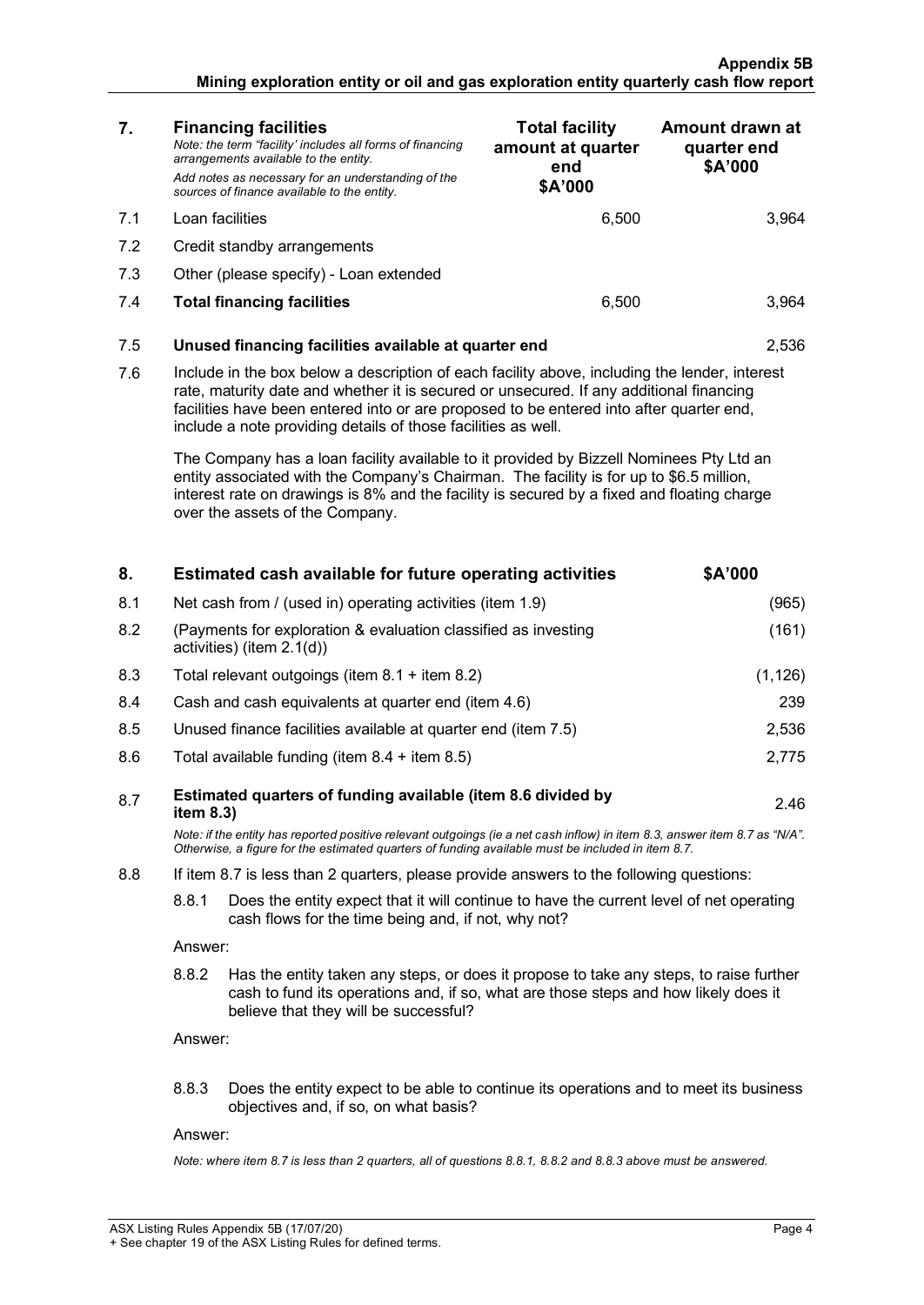| 7. | **Financing facilities** *Note: the term "facility' includes all forms of financing arrangements available to the entity.* *Add notes as necessary for an understanding of the sources of finance available to the entity.* | **Total facility amount at quarter end $A'000** | **Amount drawn at quarter end $A'000** |
|---|---|---|---|
| 7.1 | Loan facilities | 6,500 | 3,964 |
| 7.2 | Credit standby arrangements | | |
| 7.3 | Other (please specify) - Loan extended | | |
| 7.4 | **Total financing facilities** | 6,500 | 3,964 |

| 7.5 | **Unused financing facilities available at quarter end** | 2,536 |
|---|---|---|

7.6 Include in the box below a description of each facility above, including the lender, interest rate, maturity date and whether it is secured or unsecured. If any additional financing facilities have been entered into or are proposed to be entered into after quarter end, include a note providing details of those facilities as well.

The Company has a loan facility available to it provided by Bizzell Nominees Pty Ltd an entity associated with the Company's Chairman. The facility is for up to $6.5 million, interest rate on drawings is 8% and the facility is secured by a fixed and floating charge over the assets of the Company.

| 8. | **Estimated cash available for future operating activities** | **$A'000** |
|---|---|---|
| 8.1 | Net cash from / (used in) operating activities (item 1.9) | (965) |
| 8.2 | (Payments for exploration & evaluation classified as investing activities) (item 2.1(d)) | (161) |
| 8.3 | Total relevant outgoings (item 8.1 + item 8.2) | (1,126) |
| 8.4 | Cash and cash equivalents at quarter end (item 4.6) | 239 |
| 8.5 | Unused finance facilities available at quarter end (item 7.5) | 2,536 |
| 8.6 | Total available funding (item 8.4 + item 8.5) | 2,775 |
| 8.7 | **Estimated quarters of funding available (item 8.6 divided by item 8.3)** | 2.46 |

*Note: if the entity has reported positive relevant outgoings (ie a net cash inflow) in item 8.3, answer item 8.7 as "N/A". Otherwise, a figure for the estimated quarters of funding available must be included in item 8.7.*

8.8 If item 8.7 is less than 2 quarters, please provide answers to the following questions:

8.8.1 Does the entity expect that it will continue to have the current level of net operating cash flows for the time being and, if not, why not?

Answer:

8.8.2 Has the entity taken any steps, or does it propose to take any steps, to raise further cash to fund its operations and, if so, what are those steps and how likely does it believe that they will be successful?

Answer:

8.8.3 Does the entity expect to be able to continue its operations and to meet its business objectives and, if so, on what basis?

Answer:

*Note: where item 8.7 is less than 2 quarters, all of questions 8.8.1, 8.8.2 and 8.8.3 above must be answered.*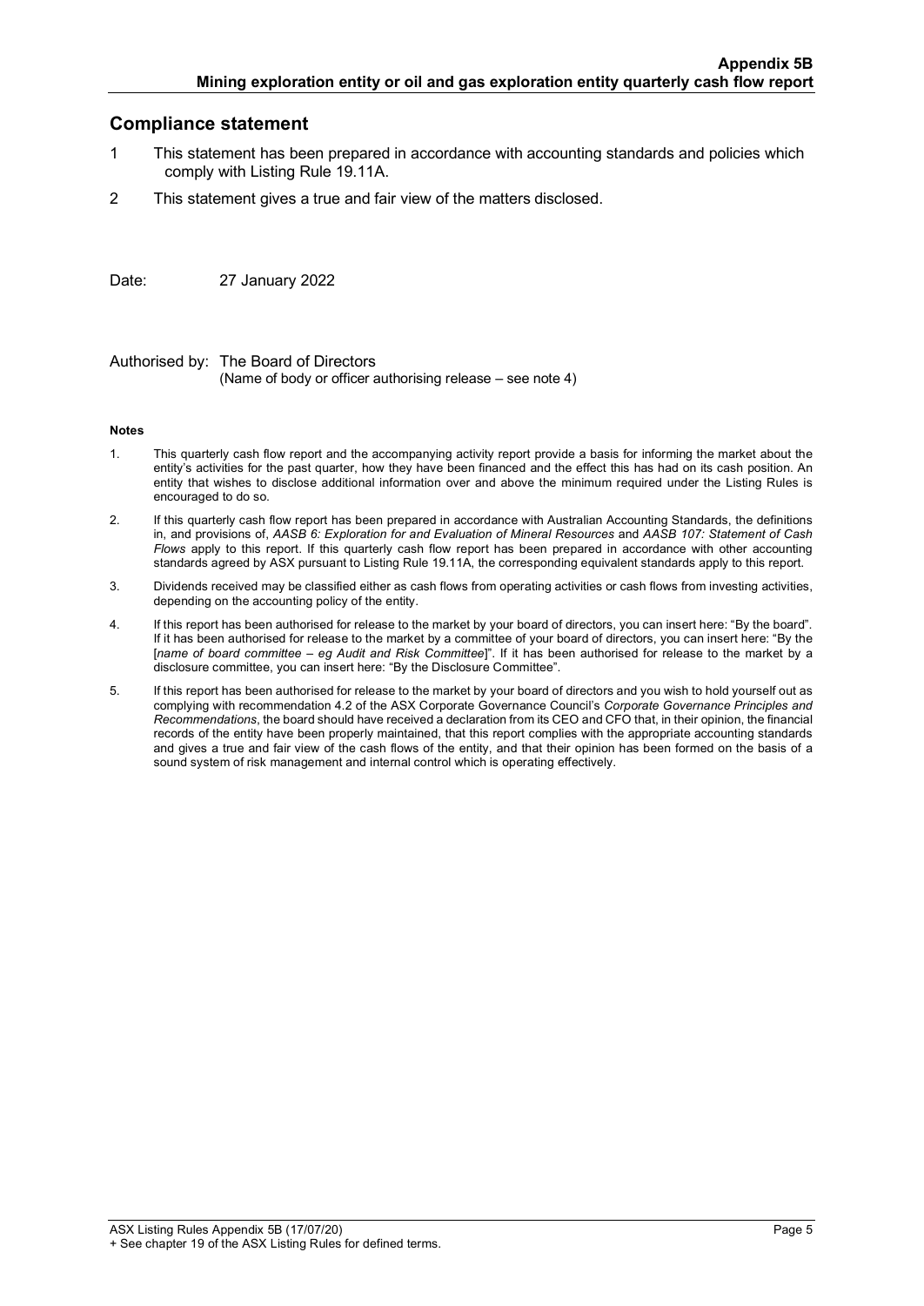## Compliance statement

1 This statement has been prepared in accordance with accounting standards and policies which comply with Listing Rule 19.11A.

2 This statement gives a true and fair view of the matters disclosed.

Date: 27 January 2022

Authorised by: The Board of Directors
(Name of body or officer authorising release – see note 4)

**Notes**

1. This quarterly cash flow report and the accompanying activity report provide a basis for informing the market about the entity's activities for the past quarter, how they have been financed and the effect this has had on its cash position. An entity that wishes to disclose additional information over and above the minimum required under the Listing Rules is encouraged to do so.
2. If this quarterly cash flow report has been prepared in accordance with Australian Accounting Standards, the definitions in, and provisions of, *AASB 6: Exploration for and Evaluation of Mineral Resources* and *AASB 107: Statement of Cash Flows* apply to this report. If this quarterly cash flow report has been prepared in accordance with other accounting standards agreed by ASX pursuant to Listing Rule 19.11A, the corresponding equivalent standards apply to this report.
3. Dividends received may be classified either as cash flows from operating activities or cash flows from investing activities, depending on the accounting policy of the entity.
4. If this report has been authorised for release to the market by your board of directors, you can insert here: "By the board". If it has been authorised for release to the market by a committee of your board of directors, you can insert here: "By the [*name of board committee – eg Audit and Risk Committee*]". If it has been authorised for release to the market by a disclosure committee, you can insert here: "By the Disclosure Committee".
5. If this report has been authorised for release to the market by your board of directors and you wish to hold yourself out as complying with recommendation 4.2 of the ASX Corporate Governance Council's *Corporate Governance Principles and Recommendations*, the board should have received a declaration from its CEO and CFO that, in their opinion, the financial records of the entity have been properly maintained, that this report complies with the appropriate accounting standards and gives a true and fair view of the cash flows of the entity, and that their opinion has been formed on the basis of a sound system of risk management and internal control which is operating effectively.